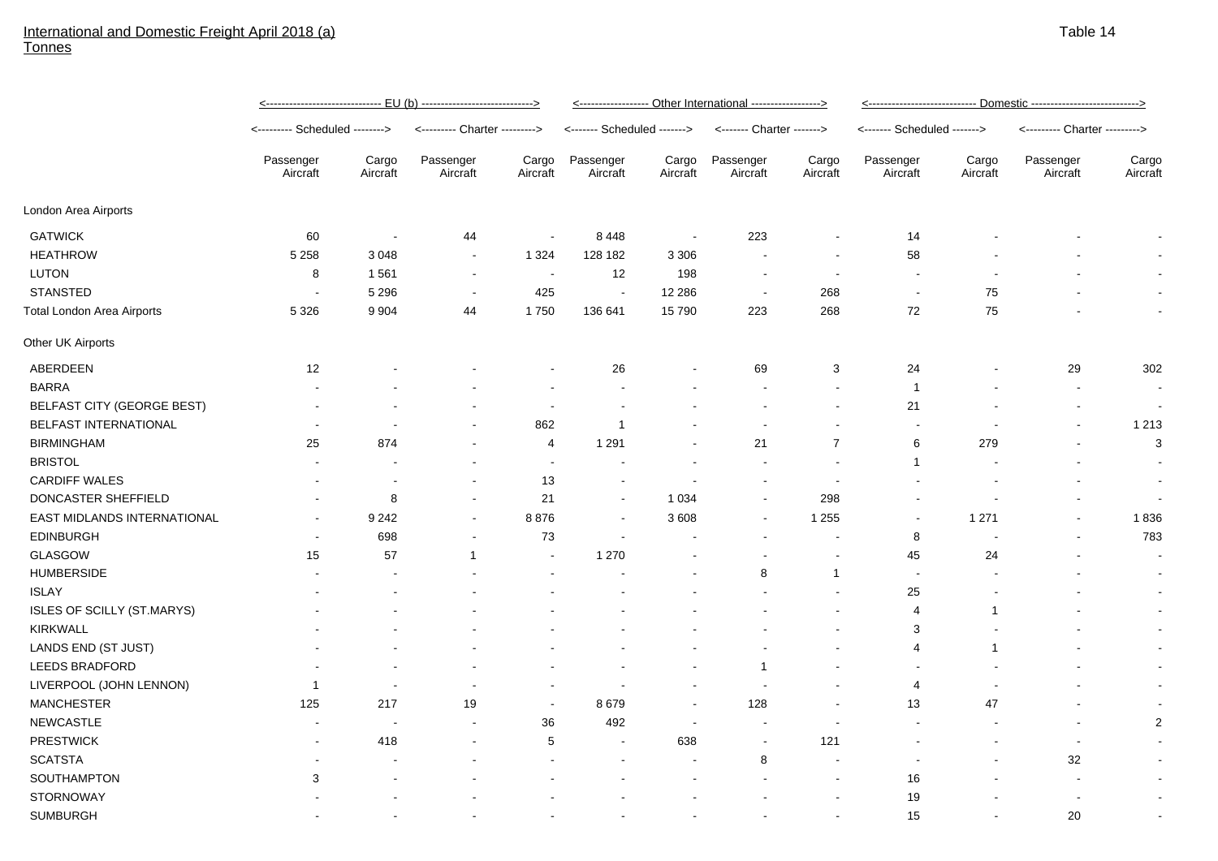International and Domestic Freight April 2018 (a)
Tonnes

Table 14

| | EU (b) | | | | Other International | | | | Domestic | | | |
|---|---|---|---|---|---|---|---|---|---|---|---|---|
| | Scheduled | | Charter | | Scheduled | | Charter | | Scheduled | | Charter | |
| | Passenger Aircraft | Cargo Aircraft | Passenger Aircraft | Cargo Aircraft | Passenger Aircraft | Cargo Aircraft | Passenger Aircraft | Cargo Aircraft | Passenger Aircraft | Cargo Aircraft | Passenger Aircraft | Cargo Aircraft |
| London Area Airports | | | | | | | | | | | | |
| GATWICK | 60 | - | 44 | - | 8 448 | - | 223 | - | 14 | - | - | - |
| HEATHROW | 5 258 | 3 048 | - | 1 324 | 128 182 | 3 306 | - | - | 58 | - | - | - |
| LUTON | 8 | 1 561 | - | - | 12 | 198 | - | - | - | - | - | - |
| STANSTED | - | 5 296 | - | 425 | - | 12 286 | - | 268 | - | 75 | - | - |
| Total London Area Airports | 5 326 | 9 904 | 44 | 1 750 | 136 641 | 15 790 | 223 | 268 | 72 | 75 | - | - |
| Other UK Airports | | | | | | | | | | | | |
| ABERDEEN | 12 | - | - | - | 26 | - | 69 | 3 | 24 | - | 29 | 302 |
| BARRA | - | - | - | - | - | - | - | - | 1 | - | - | - |
| BELFAST CITY (GEORGE BEST) | - | - | - | - | - | - | - | - | 21 | - | - | - |
| BELFAST INTERNATIONAL | - | - | - | 862 | 1 | - | - | - | - | - | - | 1 213 |
| BIRMINGHAM | 25 | 874 | - | 4 | 1 291 | - | 21 | 7 | 6 | 279 | - | 3 |
| BRISTOL | - | - | - | - | - | - | - | - | 1 | - | - | - |
| CARDIFF WALES | - | - | - | 13 | - | - | - | - | - | - | - | - |
| DONCASTER SHEFFIELD | - | 8 | - | 21 | - | 1 034 | - | 298 | - | - | - | - |
| EAST MIDLANDS INTERNATIONAL | - | 9 242 | - | 8 876 | - | 3 608 | - | 1 255 | - | 1 271 | - | 1 836 |
| EDINBURGH | - | 698 | - | 73 | - | - | - | - | 8 | - | - | 783 |
| GLASGOW | 15 | 57 | 1 | - | 1 270 | - | - | - | 45 | 24 | - | - |
| HUMBERSIDE | - | - | - | - | - | - | 8 | 1 | - | - | - | - |
| ISLAY | - | - | - | - | - | - | - | - | 25 | - | - | - |
| ISLES OF SCILLY (ST.MARYS) | - | - | - | - | - | - | - | - | 4 | 1 | - | - |
| KIRKWALL | - | - | - | - | - | - | - | - | 3 | - | - | - |
| LANDS END (ST JUST) | - | - | - | - | - | - | - | - | 4 | 1 | - | - |
| LEEDS BRADFORD | - | - | - | - | - | - | 1 | - | - | - | - | - |
| LIVERPOOL (JOHN LENNON) | 1 | - | - | - | - | - | - | - | 4 | - | - | - |
| MANCHESTER | 125 | 217 | 19 | - | 8 679 | - | 128 | - | 13 | 47 | - | - |
| NEWCASTLE | - | - | - | 36 | 492 | - | - | - | - | - | - | 2 |
| PRESTWICK | - | 418 | - | 5 | - | 638 | - | 121 | - | - | - | - |
| SCATSTA | - | - | - | - | - | - | 8 | - | - | - | 32 | - |
| SOUTHAMPTON | 3 | - | - | - | - | - | - | - | 16 | - | - | - |
| STORNOWAY | - | - | - | - | - | - | - | - | 19 | - | - | - |
| SUMBURGH | - | - | - | - | - | - | - | - | 15 | - | 20 | - |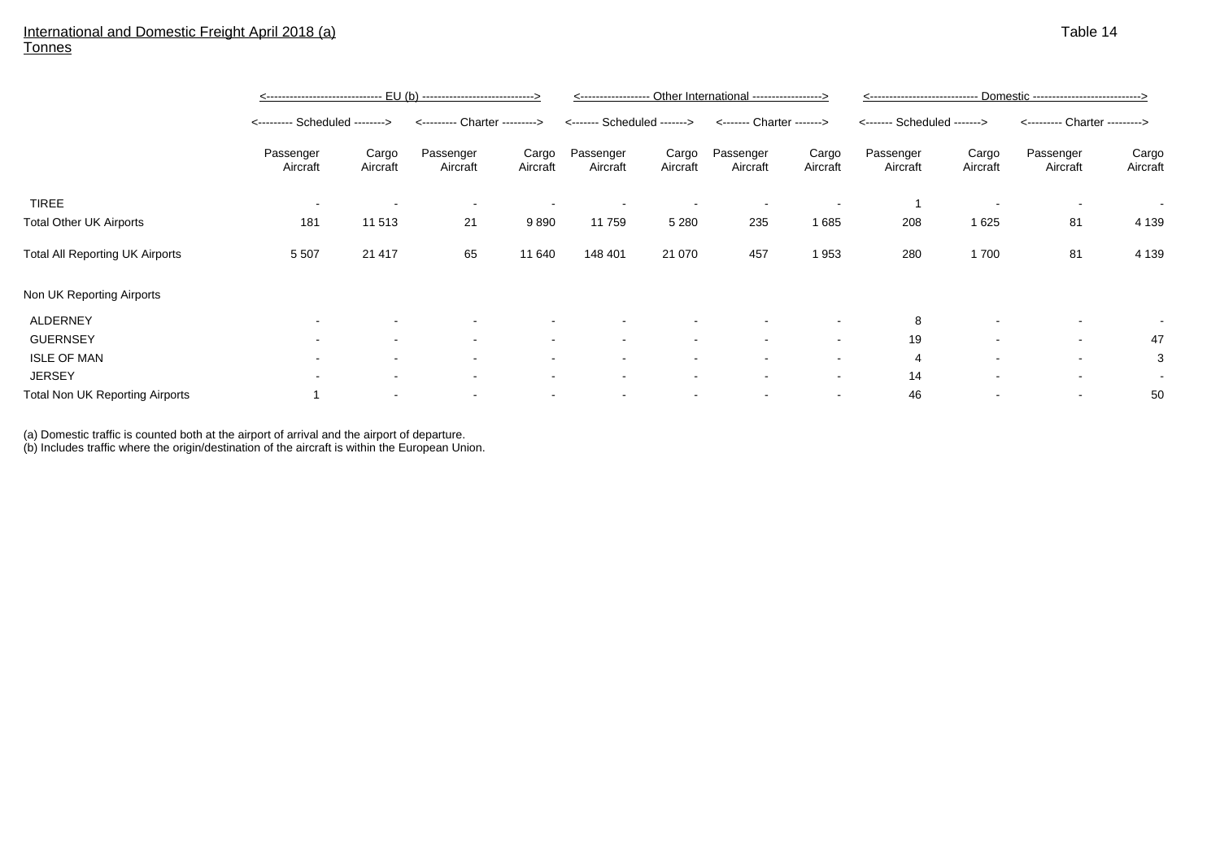International and Domestic Freight April 2018 (a)
Tonnes

Table 14

| | EU (b) | | | | Other International | | | | Domestic | | | |
|---|---|---|---|---|---|---|---|---|---|---|---|---|
| | Scheduled | | Charter | | Scheduled | | Charter | | Scheduled | | Charter | |
| | Passenger Aircraft | Cargo Aircraft | Passenger Aircraft | Cargo Aircraft | Passenger Aircraft | Cargo Aircraft | Passenger Aircraft | Cargo Aircraft | Passenger Aircraft | Cargo Aircraft | Passenger Aircraft | Cargo Aircraft |
| TIREE | - | - | - | - | - | - | - | - | 1 | - | - | - |
| Total Other UK Airports | 181 | 11 513 | 21 | 9 890 | 11 759 | 5 280 | 235 | 1 685 | 208 | 1 625 | 81 | 4 139 |
| Total All Reporting UK Airports | 5 507 | 21 417 | 65 | 11 640 | 148 401 | 21 070 | 457 | 1 953 | 280 | 1 700 | 81 | 4 139 |
| Non UK Reporting Airports | | | | | | | | | | | | |
| ALDERNEY | - | - | - | - | - | - | - | - | 8 | - | - | - |
| GUERNSEY | - | - | - | - | - | - | - | - | 19 | - | - | 47 |
| ISLE OF MAN | - | - | - | - | - | - | - | - | 4 | - | - | 3 |
| JERSEY | - | - | - | - | - | - | - | - | 14 | - | - | - |
| Total Non UK Reporting Airports | 1 | - | - | - | - | - | - | - | 46 | - | - | 50 |

(a) Domestic traffic is counted both at the airport of arrival and the airport of departure.
(b) Includes traffic where the origin/destination of the aircraft is within the European Union.